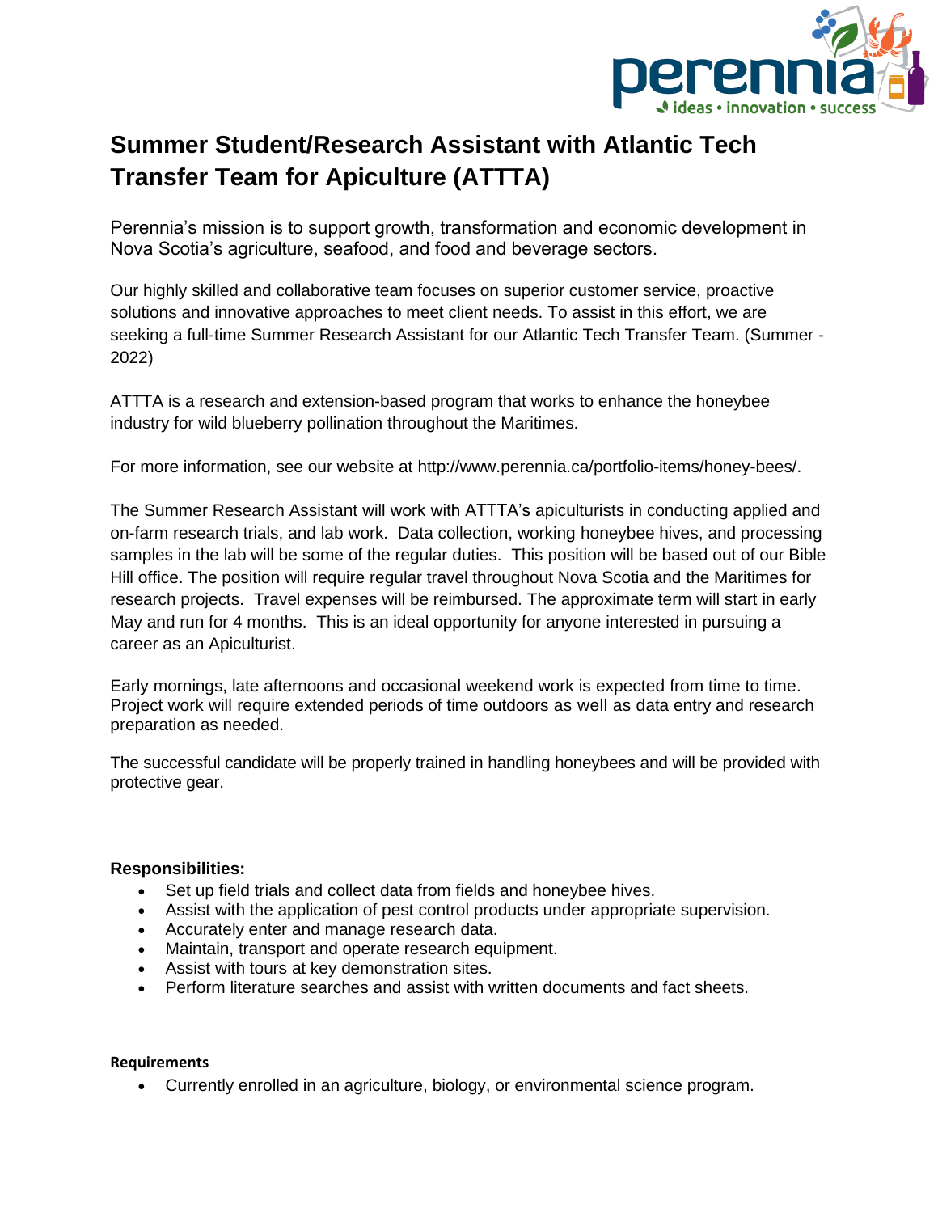# Summer Student/Research Assistant with Atlantic Tech Transfer Team for Apiculture (ATTTA)

Perennia's mission is to support growth, transformation and economic development in Nova Scotia's agriculture, seafood, and food and beverage sectors.

Our highly skilled and collaborative team focuses on superior customer service, proactive solutions and innovative approaches to meet client needs. To assist in this effort, we are seeking a full-time Summer Research Assistant for our Atlantic Tech Transfer Team. (Summer - 2022)

ATTTA is a research and extension-based program that works to enhance the honeybee industry for wild blueberry pollination throughout the Maritimes.

For more information, see our website at http://www.perennia.ca/portfolio-items/honey-bees/.

The Summer Research Assistant will work with ATTTA's apiculturists in conducting applied and on-farm research trials, and lab work. Data collection, working honeybee hives, and processing samples in the lab will be some of the regular duties. This position will be based out of our Bible Hill office. The position will require regular travel throughout Nova Scotia and the Maritimes for research projects. Travel expenses will be reimbursed. The approximate term will start in early May and run for 4 months. This is an ideal opportunity for anyone interested in pursuing a career as an Apiculturist.

Early mornings, late afternoons and occasional weekend work is expected from time to time. Project work will require extended periods of time outdoors as well as data entry and research preparation as needed.

The successful candidate will be properly trained in handling honeybees and will be provided with protective gear.

**Responsibilities:**

- Set up field trials and collect data from fields and honeybee hives.
- Assist with the application of pest control products under appropriate supervision.
- Accurately enter and manage research data.
- Maintain, transport and operate research equipment.
- Assist with tours at key demonstration sites.
- Perform literature searches and assist with written documents and fact sheets.

**Requirements**

- Currently enrolled in an agriculture, biology, or environmental science program.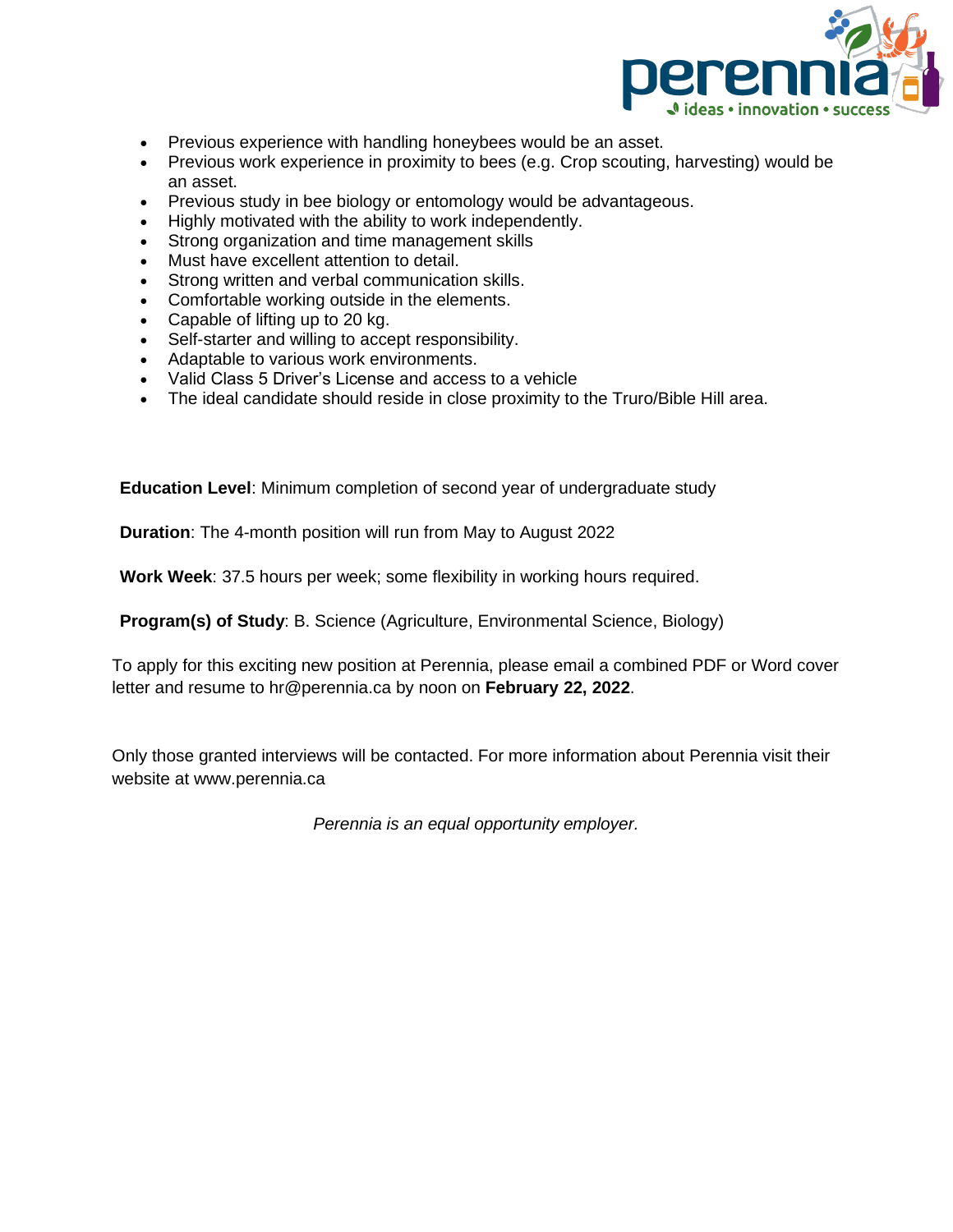- Previous experience with handling honeybees would be an asset.
- Previous work experience in proximity to bees (e.g. Crop scouting, harvesting) would be an asset.
- Previous study in bee biology or entomology would be advantageous.
- Highly motivated with the ability to work independently.
- Strong organization and time management skills
- Must have excellent attention to detail.
- Strong written and verbal communication skills.
- Comfortable working outside in the elements.
- Capable of lifting up to 20 kg.
- Self-starter and willing to accept responsibility.
- Adaptable to various work environments.
- Valid Class 5 Driver's License and access to a vehicle
- The ideal candidate should reside in close proximity to the Truro/Bible Hill area.

**Education Level**: Minimum completion of second year of undergraduate study

**Duration**: The 4-month position will run from May to August 2022

**Work Week**: 37.5 hours per week; some flexibility in working hours required.

**Program(s) of Study**: B. Science (Agriculture, Environmental Science, Biology)

To apply for this exciting new position at Perennia, please email a combined PDF or Word cover letter and resume to hr@perennia.ca by noon on **February 22, 2022**.

Only those granted interviews will be contacted. For more information about Perennia visit their website at www.perennia.ca

*Perennia is an equal opportunity employer.*